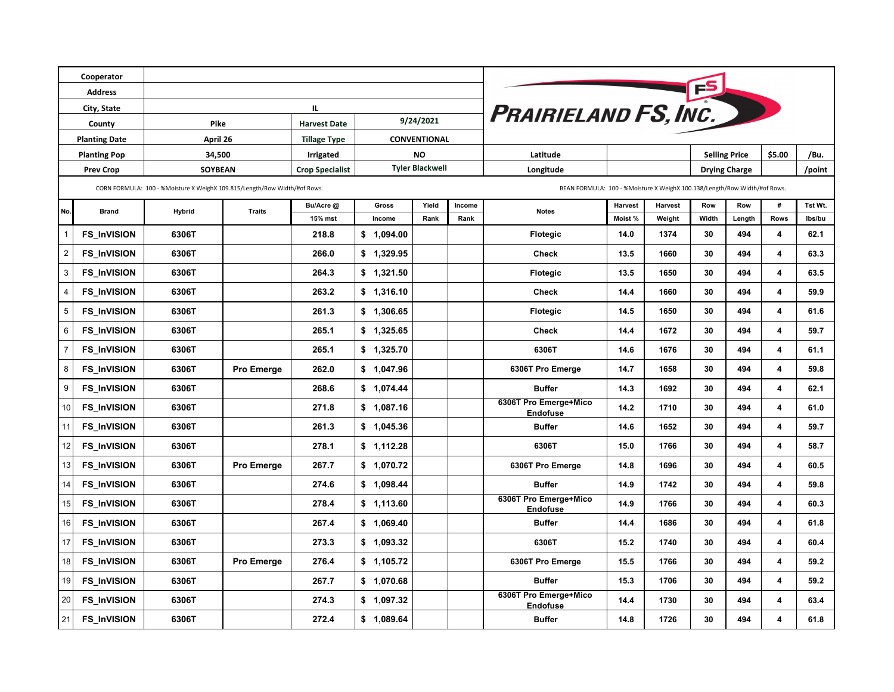| Cooperator | | | |
|---|---|---|---|
| Address | | | |
| City, State | IL | | |
| County | Pike | Harvest Date | 9/24/2021 |
| Planting Date | April 26 | Tillage Type | CONVENTIONAL |
| Planting Pop | 34,500 | Irrigated | NO |
| Prev Crop | SOYBEAN | Crop Specialist | Tyler Blackwell |

**PRAIRIELAND FS, INC.**

| Latitude | | Selling Price | $5.00 | /Bu. |
|---|---|---|---|---|
| Longitude | | Drying Charge | | /point |

CORN FORMULA: 100 - %Moisture X WeighX 109.815/Length/Row Width/#of Rows.

BEAN FORMULA: 100 - %Moisture X WeighX 100.138/Length/Row Width/#of Rows.

| No. | Brand | Hybrid | Traits | Bu/Acre @ 15% mst | Gross Income | Yield Rank | Income Rank | Notes | Harvest Moist % | Harvest Weight | Row Width | Row Length | # Rows | Tst Wt. lbs/bu |
|---|---|---|---|---|---|---|---|---|---|---|---|---|---|---|
| 1 | FS_InVISION | 6306T | | 218.8 | $ 1,094.00 | | | Flotegic | 14.0 | 1374 | 30 | 494 | 4 | 62.1 |
| 2 | FS_InVISION | 6306T | | 266.0 | $ 1,329.95 | | | Check | 13.5 | 1660 | 30 | 494 | 4 | 63.3 |
| 3 | FS_InVISION | 6306T | | 264.3 | $ 1,321.50 | | | Flotegic | 13.5 | 1650 | 30 | 494 | 4 | 63.5 |
| 4 | FS_InVISION | 6306T | | 263.2 | $ 1,316.10 | | | Check | 14.4 | 1660 | 30 | 494 | 4 | 59.9 |
| 5 | FS_InVISION | 6306T | | 261.3 | $ 1,306.65 | | | Flotegic | 14.5 | 1650 | 30 | 494 | 4 | 61.6 |
| 6 | FS_InVISION | 6306T | | 265.1 | $ 1,325.65 | | | Check | 14.4 | 1672 | 30 | 494 | 4 | 59.7 |
| 7 | FS_InVISION | 6306T | | 265.1 | $ 1,325.70 | | | 6306T | 14.6 | 1676 | 30 | 494 | 4 | 61.1 |
| 8 | FS_InVISION | 6306T | Pro Emerge | 262.0 | $ 1,047.96 | | | 6306T Pro Emerge | 14.7 | 1658 | 30 | 494 | 4 | 59.8 |
| 9 | FS_InVISION | 6306T | | 268.6 | $ 1,074.44 | | | Buffer | 14.3 | 1692 | 30 | 494 | 4 | 62.1 |
| 10 | FS_InVISION | 6306T | | 271.8 | $ 1,087.16 | | | 6306T Pro Emerge+Mico Endofuse | 14.2 | 1710 | 30 | 494 | 4 | 61.0 |
| 11 | FS_InVISION | 6306T | | 261.3 | $ 1,045.36 | | | Buffer | 14.6 | 1652 | 30 | 494 | 4 | 59.7 |
| 12 | FS_InVISION | 6306T | | 278.1 | $ 1,112.28 | | | 6306T | 15.0 | 1766 | 30 | 494 | 4 | 58.7 |
| 13 | FS_InVISION | 6306T | Pro Emerge | 267.7 | $ 1,070.72 | | | 6306T Pro Emerge | 14.8 | 1696 | 30 | 494 | 4 | 60.5 |
| 14 | FS_InVISION | 6306T | | 274.6 | $ 1,098.44 | | | Buffer | 14.9 | 1742 | 30 | 494 | 4 | 59.8 |
| 15 | FS_InVISION | 6306T | | 278.4 | $ 1,113.60 | | | 6306T Pro Emerge+Mico Endofuse | 14.9 | 1766 | 30 | 494 | 4 | 60.3 |
| 16 | FS_InVISION | 6306T | | 267.4 | $ 1,069.40 | | | Buffer | 14.4 | 1686 | 30 | 494 | 4 | 61.8 |
| 17 | FS_InVISION | 6306T | | 273.3 | $ 1,093.32 | | | 6306T | 15.2 | 1740 | 30 | 494 | 4 | 60.4 |
| 18 | FS_InVISION | 6306T | Pro Emerge | 276.4 | $ 1,105.72 | | | 6306T Pro Emerge | 15.5 | 1766 | 30 | 494 | 4 | 59.2 |
| 19 | FS_InVISION | 6306T | | 267.7 | $ 1,070.68 | | | Buffer | 15.3 | 1706 | 30 | 494 | 4 | 59.2 |
| 20 | FS_InVISION | 6306T | | 274.3 | $ 1,097.32 | | | 6306T Pro Emerge+Mico Endofuse | 14.4 | 1730 | 30 | 494 | 4 | 63.4 |
| 21 | FS_InVISION | 6306T | | 272.4 | $ 1,089.64 | | | Buffer | 14.8 | 1726 | 30 | 494 | 4 | 61.8 |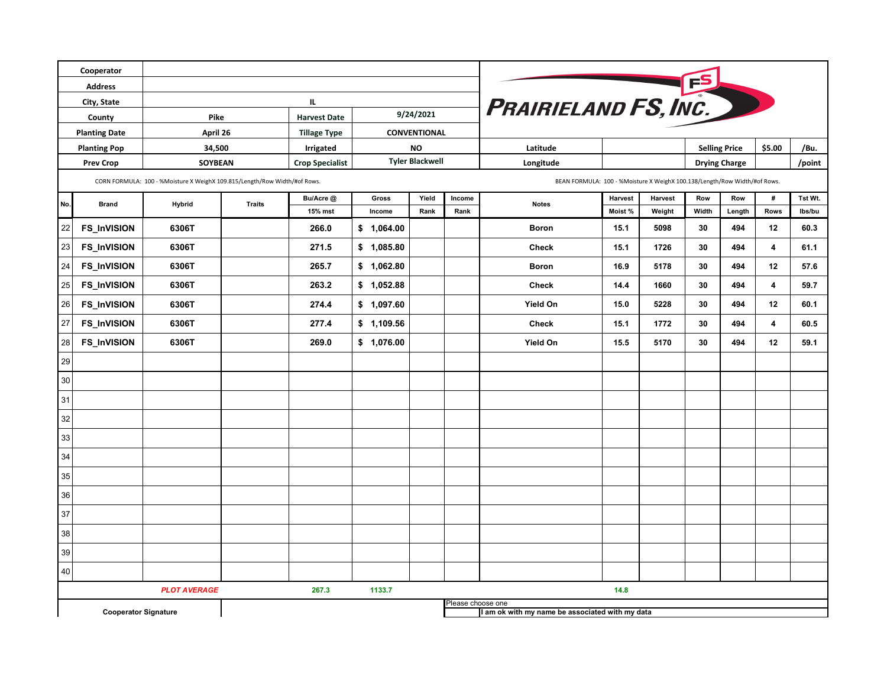| Cooperator | | | |
|---|---|---|---|
| Address | | | |
| City, State | IL | | |
| County | Pike | Harvest Date | 9/24/2021 |
| Planting Date | April 26 | Tillage Type | CONVENTIONAL |
| Planting Pop | 34,500 | Irrigated | NO |
| Prev Crop | SOYBEAN | Crop Specialist | Tyler Blackwell |

**PRAIRIELAND FS, INC.**

| Latitude | | Selling Price | $5.00 | /Bu. |
|---|---|---|---|---|
| Longitude | | Drying Charge | | /point |

CORN FORMULA: 100 - %Moisture X WeighX 109.815/Length/Row Width/#of Rows.

BEAN FORMULA: 100 - %Moisture X WeighX 100.138/Length/Row Width/#of Rows.

| No. | Brand | Hybrid | Traits | Bu/Acre @ 15% mst | Gross Income | Yield Rank | Income Rank | Notes | Harvest Moist % | Harvest Weight | Row Width | Row Length | # Rows | Tst Wt. lbs/bu |
|---|---|---|---|---|---|---|---|---|---|---|---|---|---|---|
| 22 | FS_InVISION | 6306T | | 266.0 | $ 1,064.00 | | | Boron | 15.1 | 5098 | 30 | 494 | 12 | 60.3 |
| 23 | FS_InVISION | 6306T | | 271.5 | $ 1,085.80 | | | Check | 15.1 | 1726 | 30 | 494 | 4 | 61.1 |
| 24 | FS_InVISION | 6306T | | 265.7 | $ 1,062.80 | | | Boron | 16.9 | 5178 | 30 | 494 | 12 | 57.6 |
| 25 | FS_InVISION | 6306T | | 263.2 | $ 1,052.88 | | | Check | 14.4 | 1660 | 30 | 494 | 4 | 59.7 |
| 26 | FS_InVISION | 6306T | | 274.4 | $ 1,097.60 | | | Yield On | 15.0 | 5228 | 30 | 494 | 12 | 60.1 |
| 27 | FS_InVISION | 6306T | | 277.4 | $ 1,109.56 | | | Check | 15.1 | 1772 | 30 | 494 | 4 | 60.5 |
| 28 | FS_InVISION | 6306T | | 269.0 | $ 1,076.00 | | | Yield On | 15.5 | 5170 | 30 | 494 | 12 | 59.1 |
| 29 | | | | | | | | | | | | | | |
| 30 | | | | | | | | | | | | | | |
| 31 | | | | | | | | | | | | | | |
| 32 | | | | | | | | | | | | | | |
| 33 | | | | | | | | | | | | | | |
| 34 | | | | | | | | | | | | | | |
| 35 | | | | | | | | | | | | | | |
| 36 | | | | | | | | | | | | | | |
| 37 | | | | | | | | | | | | | | |
| 38 | | | | | | | | | | | | | | |
| 39 | | | | | | | | | | | | | | |
| 40 | | | | | | | | | | | | | | |
| | | *PLOT AVERAGE* | | 267.3 | 1133.7 | | | | 14.8 | | | | | |

| Cooperator Signature | | Please choose one |
|---|---|---|
| | | I am ok with my name be associated with my data |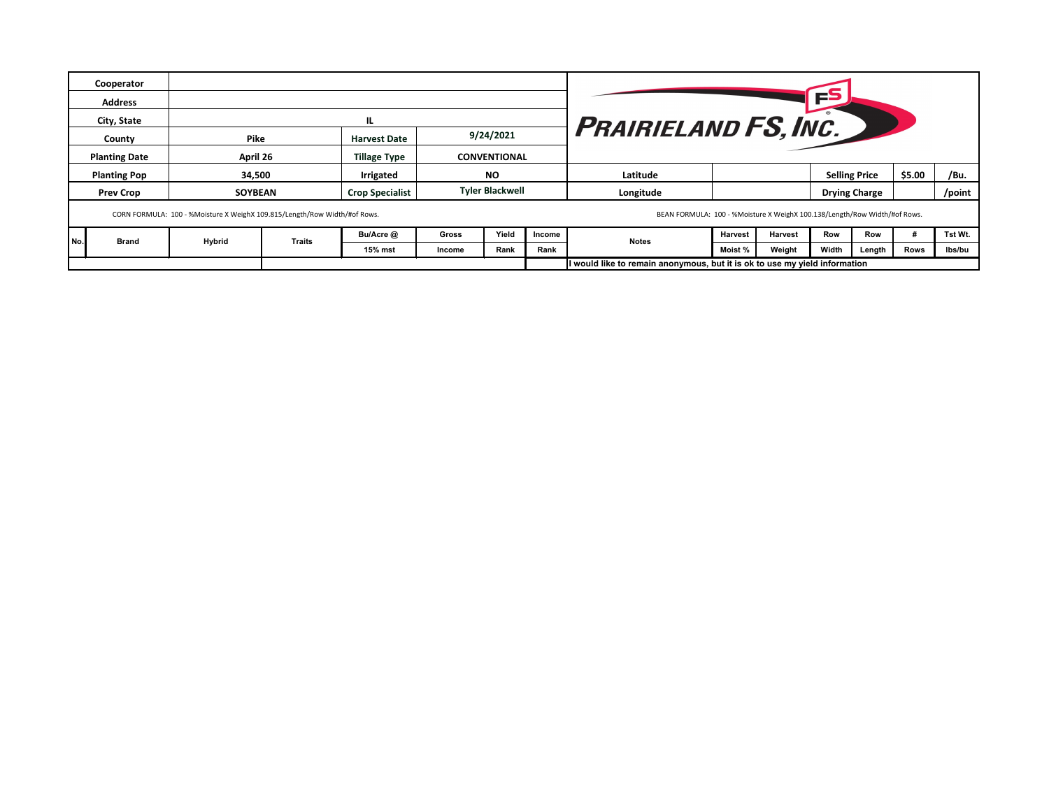| Cooperator | | | | PRAIRIELAND FS, INC. | | | | |
|---|---|---|---|---|---|---|---|---|
| Address | | | | | | | | |
| City, State | IL | | | | | | | |
| County | Pike | Harvest Date | 9/24/2021 | | | | | |
| Planting Date | April 26 | Tillage Type | CONVENTIONAL | | | | | |
| Planting Pop | 34,500 | Irrigated | NO | Latitude | | Selling Price | $5.00 | /Bu. |
| Prev Crop | SOYBEAN | Crop Specialist | Tyler Blackwell | Longitude | | Drying Charge | | /point |

CORN FORMULA: 100 - %Moisture X WeighX 109.815/Length/Row Width/#of Rows.

BEAN FORMULA: 100 - %Moisture X WeighX 100.138/Length/Row Width/#of Rows.

| No. | Brand | Hybrid | Traits | Bu/Acre @ 15% mst | Gross Income | Yield Rank | Income Rank | Notes | Harvest Moist % | Harvest Weight | Row Width | Row Length | # Rows | Tst Wt. lbs/bu |
|---|---|---|---|---|---|---|---|---|---|---|---|---|---|---|
| | | | | | | | | I would like to remain anonymous, but it is ok to use my yield information | | | | | | |